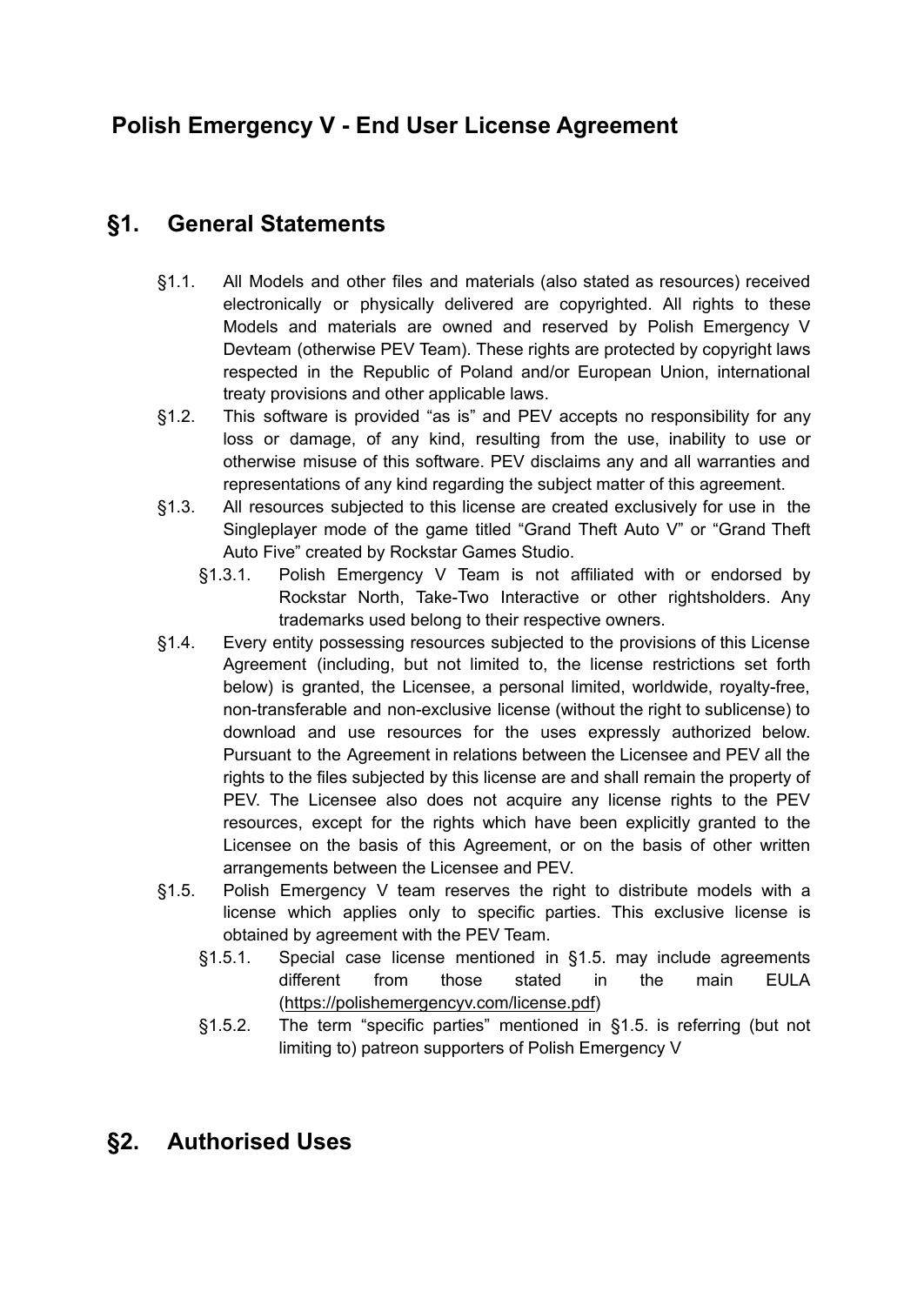# Polish Emergency V - End User License Agreement

## §1. General Statements

- §1.1. All Models and other files and materials (also stated as resources) received electronically or physically delivered are copyrighted. All rights to these Models and materials are owned and reserved by Polish Emergency V Devteam (otherwise PEV Team). These rights are protected by copyright laws respected in the Republic of Poland and/or European Union, international treaty provisions and other applicable laws.
- §1.2. This software is provided "as is" and PEV accepts no responsibility for any loss or damage, of any kind, resulting from the use, inability to use or otherwise misuse of this software. PEV disclaims any and all warranties and representations of any kind regarding the subject matter of this agreement.
- §1.3. All resources subjected to this license are created exclusively for use in the Singleplayer mode of the game titled "Grand Theft Auto V" or "Grand Theft Auto Five" created by Rockstar Games Studio.
  - §1.3.1. Polish Emergency V Team is not affiliated with or endorsed by Rockstar North, Take-Two Interactive or other rightsholders. Any trademarks used belong to their respective owners.
- §1.4. Every entity possessing resources subjected to the provisions of this License Agreement (including, but not limited to, the license restrictions set forth below) is granted, the Licensee, a personal limited, worldwide, royalty-free, non-transferable and non-exclusive license (without the right to sublicense) to download and use resources for the uses expressly authorized below. Pursuant to the Agreement in relations between the Licensee and PEV all the rights to the files subjected by this license are and shall remain the property of PEV. The Licensee also does not acquire any license rights to the PEV resources, except for the rights which have been explicitly granted to the Licensee on the basis of this Agreement, or on the basis of other written arrangements between the Licensee and PEV.
- §1.5. Polish Emergency V team reserves the right to distribute models with a license which applies only to specific parties. This exclusive license is obtained by agreement with the PEV Team.
  - §1.5.1. Special case license mentioned in §1.5. may include agreements different from those stated in the main EULA (https://polishemergencyv.com/license.pdf)
  - §1.5.2. The term "specific parties" mentioned in §1.5. is referring (but not limiting to) patreon supporters of Polish Emergency V

## §2. Authorised Uses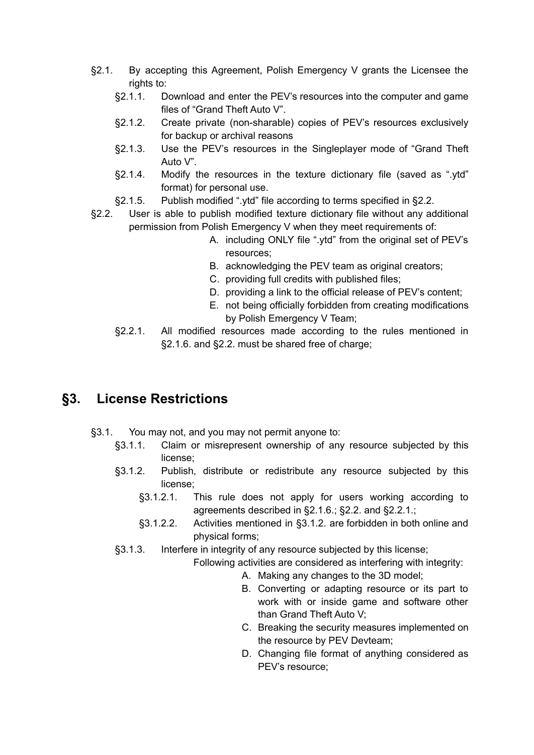- §2.1. By accepting this Agreement, Polish Emergency V grants the Licensee the rights to:
  - §2.1.1. Download and enter the PEV's resources into the computer and game files of "Grand Theft Auto V".
  - §2.1.2. Create private (non-sharable) copies of PEV's resources exclusively for backup or archival reasons
  - §2.1.3. Use the PEV's resources in the Singleplayer mode of "Grand Theft Auto V".
  - §2.1.4. Modify the resources in the texture dictionary file (saved as ".ytd" format) for personal use.
  - §2.1.5. Publish modified ".ytd" file according to terms specified in §2.2.
- §2.2. User is able to publish modified texture dictionary file without any additional permission from Polish Emergency V when they meet requirements of:
  - A. including ONLY file ".ytd" from the original set of PEV's resources;
  - B. acknowledging the PEV team as original creators;
  - C. providing full credits with published files;
  - D. providing a link to the official release of PEV's content;
  - E. not being officially forbidden from creating modifications by Polish Emergency V Team;
  - §2.2.1. All modified resources made according to the rules mentioned in §2.1.6. and §2.2. must be shared free of charge;

## §3. License Restrictions

- §3.1. You may not, and you may not permit anyone to:
  - §3.1.1. Claim or misrepresent ownership of any resource subjected by this license;
  - §3.1.2. Publish, distribute or redistribute any resource subjected by this license;
    - §3.1.2.1. This rule does not apply for users working according to agreements described in §2.1.6.; §2.2. and §2.2.1.;
    - §3.1.2.2. Activities mentioned in §3.1.2. are forbidden in both online and physical forms;
  - §3.1.3. Interfere in integrity of any resource subjected by this license;

    Following activities are considered as interfering with integrity:
    - A. Making any changes to the 3D model;
    - B. Converting or adapting resource or its part to work with or inside game and software other than Grand Theft Auto V;
    - C. Breaking the security measures implemented on the resource by PEV Devteam;
    - D. Changing file format of anything considered as PEV's resource;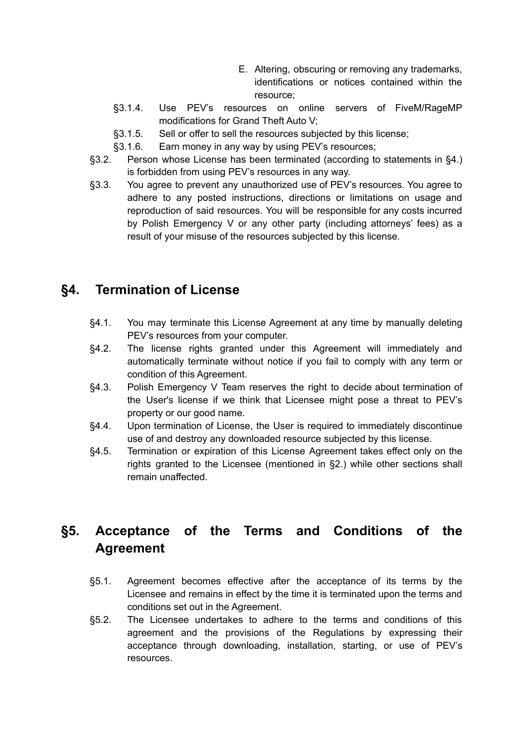E. Altering, obscuring or removing any trademarks, identifications or notices contained within the resource;

- §3.1.4. Use PEV's resources on online servers of FiveM/RageMP modifications for Grand Theft Auto V;
- §3.1.5. Sell or offer to sell the resources subjected by this license;
- §3.1.6. Earn money in any way by using PEV's resources;

§3.2. Person whose License has been terminated (according to statements in §4.) is forbidden from using PEV's resources in any way.

§3.3. You agree to prevent any unauthorized use of PEV's resources. You agree to adhere to any posted instructions, directions or limitations on usage and reproduction of said resources. You will be responsible for any costs incurred by Polish Emergency V or any other party (including attorneys' fees) as a result of your misuse of the resources subjected by this license.

## §4. Termination of License

§4.1. You may terminate this License Agreement at any time by manually deleting PEV's resources from your computer.

§4.2. The license rights granted under this Agreement will immediately and automatically terminate without notice if you fail to comply with any term or condition of this Agreement.

§4.3. Polish Emergency V Team reserves the right to decide about termination of the User's license if we think that Licensee might pose a threat to PEV's property or our good name.

§4.4. Upon termination of License, the User is required to immediately discontinue use of and destroy any downloaded resource subjected by this license.

§4.5. Termination or expiration of this License Agreement takes effect only on the rights granted to the Licensee (mentioned in §2.) while other sections shall remain unaffected.

## §5. Acceptance of the Terms and Conditions of the Agreement

§5.1. Agreement becomes effective after the acceptance of its terms by the Licensee and remains in effect by the time it is terminated upon the terms and conditions set out in the Agreement.

§5.2. The Licensee undertakes to adhere to the terms and conditions of this agreement and the provisions of the Regulations by expressing their acceptance through downloading, installation, starting, or use of PEV's resources.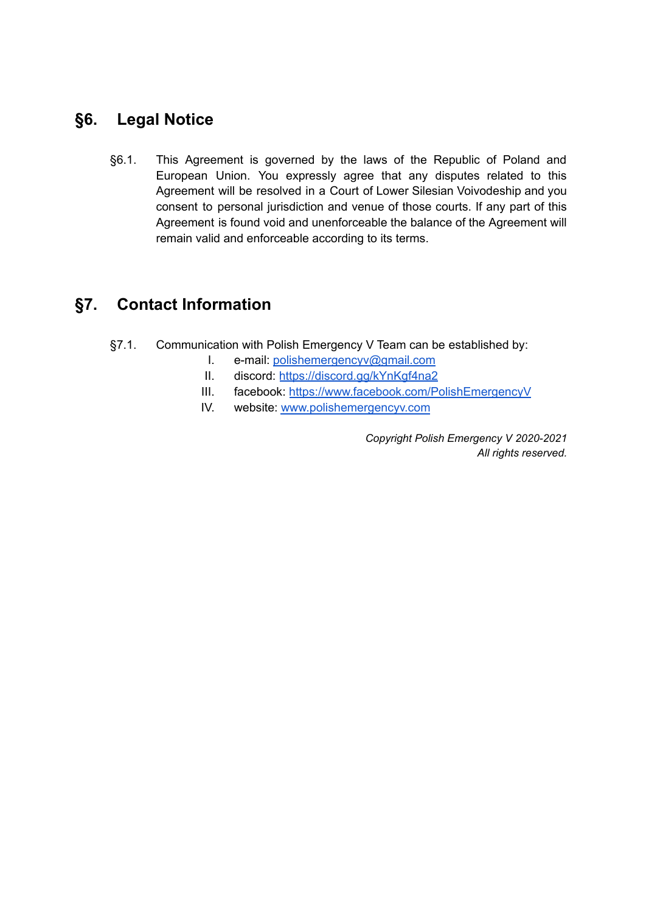## §6. Legal Notice

§6.1. This Agreement is governed by the laws of the Republic of Poland and European Union. You expressly agree that any disputes related to this Agreement will be resolved in a Court of Lower Silesian Voivodeship and you consent to personal jurisdiction and venue of those courts. If any part of this Agreement is found void and unenforceable the balance of the Agreement will remain valid and enforceable according to its terms.

## §7. Contact Information

§7.1. Communication with Polish Emergency V Team can be established by:

I. e-mail: polishemergencyv@gmail.com
II. discord: https://discord.gg/kYnKgf4na2
III. facebook: https://www.facebook.com/PolishEmergencyV
IV. website: www.polishemergencyv.com

*Copyright Polish Emergency V 2020-2021*
*All rights reserved.*